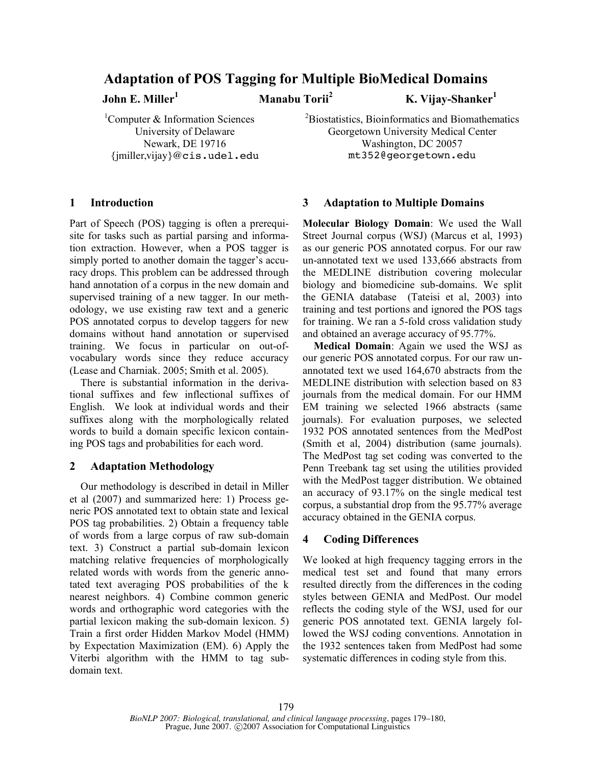# Adaptation of POS Tagging for Multiple BioMedical Domains

**John E. Miller**[1] **Manabu Torii**[2] **K. Vijay-Shanker**[1]

[1]Computer & Information Sciences
University of Delaware
Newark, DE 19716
{jmiller,vijay}@cis.udel.edu

[2]Biostatistics, Bioinformatics and Biomathematics
Georgetown University Medical Center
Washington, DC 20057
mt352@georgetown.edu

## 1 Introduction

Part of Speech (POS) tagging is often a prerequisite for tasks such as partial parsing and information extraction. However, when a POS tagger is simply ported to another domain the tagger's accuracy drops. This problem can be addressed through hand annotation of a corpus in the new domain and supervised training of a new tagger. In our methodology, we use existing raw text and a generic POS annotated corpus to develop taggers for new domains without hand annotation or supervised training. We focus in particular on out-of-vocabulary words since they reduce accuracy (Lease and Charniak. 2005; Smith et al. 2005).

There is substantial information in the derivational suffixes and few inflectional suffixes of English. We look at individual words and their suffixes along with the morphologically related words to build a domain specific lexicon containing POS tags and probabilities for each word.

## 2 Adaptation Methodology

Our methodology is described in detail in Miller et al (2007) and summarized here: 1) Process generic POS annotated text to obtain state and lexical POS tag probabilities. 2) Obtain a frequency table of words from a large corpus of raw sub-domain text. 3) Construct a partial sub-domain lexicon matching relative frequencies of morphologically related words with words from the generic annotated text averaging POS probabilities of the k nearest neighbors. 4) Combine common generic words and orthographic word categories with the partial lexicon making the sub-domain lexicon. 5) Train a first order Hidden Markov Model (HMM) by Expectation Maximization (EM). 6) Apply the Viterbi algorithm with the HMM to tag sub-domain text.

## 3 Adaptation to Multiple Domains

**Molecular Biology Domain**: We used the Wall Street Journal corpus (WSJ) (Marcus et al, 1993) as our generic POS annotated corpus. For our raw un-annotated text we used 133,666 abstracts from the MEDLINE distribution covering molecular biology and biomedicine sub-domains. We split the GENIA database (Tateisi et al, 2003) into training and test portions and ignored the POS tags for training. We ran a 5-fold cross validation study and obtained an average accuracy of 95.77%.

**Medical Domain**: Again we used the WSJ as our generic POS annotated corpus. For our raw un-annotated text we used 164,670 abstracts from the MEDLINE distribution with selection based on 83 journals from the medical domain. For our HMM EM training we selected 1966 abstracts (same journals). For evaluation purposes, we selected 1932 POS annotated sentences from the MedPost (Smith et al, 2004) distribution (same journals). The MedPost tag set coding was converted to the Penn Treebank tag set using the utilities provided with the MedPost tagger distribution. We obtained an accuracy of 93.17% on the single medical test corpus, a substantial drop from the 95.77% average accuracy obtained in the GENIA corpus.

## 4 Coding Differences

We looked at high frequency tagging errors in the medical test set and found that many errors resulted directly from the differences in the coding styles between GENIA and MedPost. Our model reflects the coding style of the WSJ, used for our generic POS annotated text. GENIA largely followed the WSJ coding conventions. Annotation in the 1932 sentences taken from MedPost had some systematic differences in coding style from this.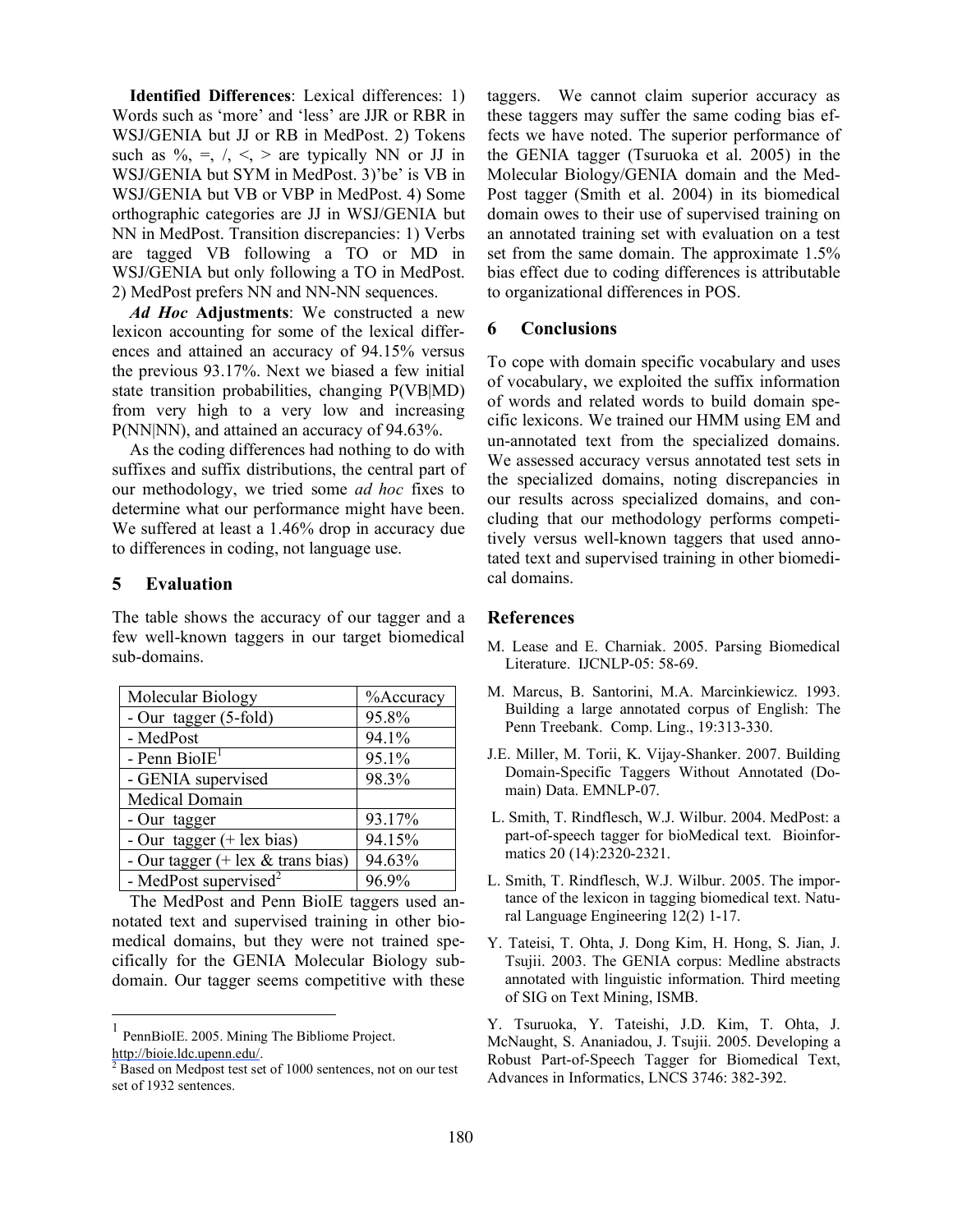**Identified Differences**: Lexical differences: 1) Words such as 'more' and 'less' are JJR or RBR in WSJ/GENIA but JJ or RB in MedPost. 2) Tokens such as %, =, /, <, > are typically NN or JJ in WSJ/GENIA but SYM in MedPost. 3)'be' is VB in WSJ/GENIA but VB or VBP in MedPost. 4) Some orthographic categories are JJ in WSJ/GENIA but NN in MedPost. Transition discrepancies: 1) Verbs are tagged VB following a TO or MD in WSJ/GENIA but only following a TO in MedPost. 2) MedPost prefers NN and NN-NN sequences.

***Ad Hoc* Adjustments**: We constructed a new lexicon accounting for some of the lexical differences and attained an accuracy of 94.15% versus the previous 93.17%. Next we biased a few initial state transition probabilities, changing P(VB|MD) from very high to a very low and increasing P(NN|NN), and attained an accuracy of 94.63%.

As the coding differences had nothing to do with suffixes and suffix distributions, the central part of our methodology, we tried some *ad hoc* fixes to determine what our performance might have been. We suffered at least a 1.46% drop in accuracy due to differences in coding, not language use.

## 5 Evaluation

The table shows the accuracy of our tagger and a few well-known taggers in our target biomedical sub-domains.

| Molecular Biology | %Accuracy |
| --- | --- |
| - Our tagger (5-fold) | 95.8% |
| - MedPost | 94.1% |
| - Penn BioIE[1] | 95.1% |
| - GENIA supervised | 98.3% |
| Medical Domain | |
| - Our tagger | 93.17% |
| - Our tagger (+ lex bias) | 94.15% |
| - Our tagger (+ lex & trans bias) | 94.63% |
| - MedPost supervised[2] | 96.9% |

The MedPost and Penn BioIE taggers used annotated text and supervised training in other biomedical domains, but they were not trained specifically for the GENIA Molecular Biology subdomain. Our tagger seems competitive with these taggers. We cannot claim superior accuracy as these taggers may suffer the same coding bias effects we have noted. The superior performance of the GENIA tagger (Tsuruoka et al. 2005) in the Molecular Biology/GENIA domain and the MedPost tagger (Smith et al. 2004) in its biomedical domain owes to their use of supervised training on an annotated training set with evaluation on a test set from the same domain. The approximate 1.5% bias effect due to coding differences is attributable to organizational differences in POS.

## 6 Conclusions

To cope with domain specific vocabulary and uses of vocabulary, we exploited the suffix information of words and related words to build domain specific lexicons. We trained our HMM using EM and un-annotated text from the specialized domains. We assessed accuracy versus annotated test sets in the specialized domains, noting discrepancies in our results across specialized domains, and concluding that our methodology performs competitively versus well-known taggers that used annotated text and supervised training in other biomedical domains.

## References

M. Lease and E. Charniak. 2005. Parsing Biomedical Literature. IJCNLP-05: 58-69.

M. Marcus, B. Santorini, M.A. Marcinkiewicz. 1993. Building a large annotated corpus of English: The Penn Treebank. Comp. Ling., 19:313-330.

J.E. Miller, M. Torii, K. Vijay-Shanker. 2007. Building Domain-Specific Taggers Without Annotated (Domain) Data. EMNLP-07.

L. Smith, T. Rindflesch, W.J. Wilbur. 2004. MedPost: a part-of-speech tagger for bioMedical text. Bioinformatics 20 (14):2320-2321.

L. Smith, T. Rindflesch, W.J. Wilbur. 2005. The importance of the lexicon in tagging biomedical text. Natural Language Engineering 12(2) 1-17.

Y. Tateisi, T. Ohta, J. Dong Kim, H. Hong, S. Jian, J. Tsujii. 2003. The GENIA corpus: Medline abstracts annotated with linguistic information. Third meeting of SIG on Text Mining, ISMB.

Y. Tsuruoka, Y. Tateishi, J.D. Kim, T. Ohta, J. McNaught, S. Ananiadou, J. Tsujii. 2005. Developing a Robust Part-of-Speech Tagger for Biomedical Text, Advances in Informatics, LNCS 3746: 382-392.

---

[1] PennBioIE. 2005. Mining The Bibliome Project. http://bioie.ldc.upenn.edu/.

[2] Based on Medpost test set of 1000 sentences, not on our test set of 1932 sentences.